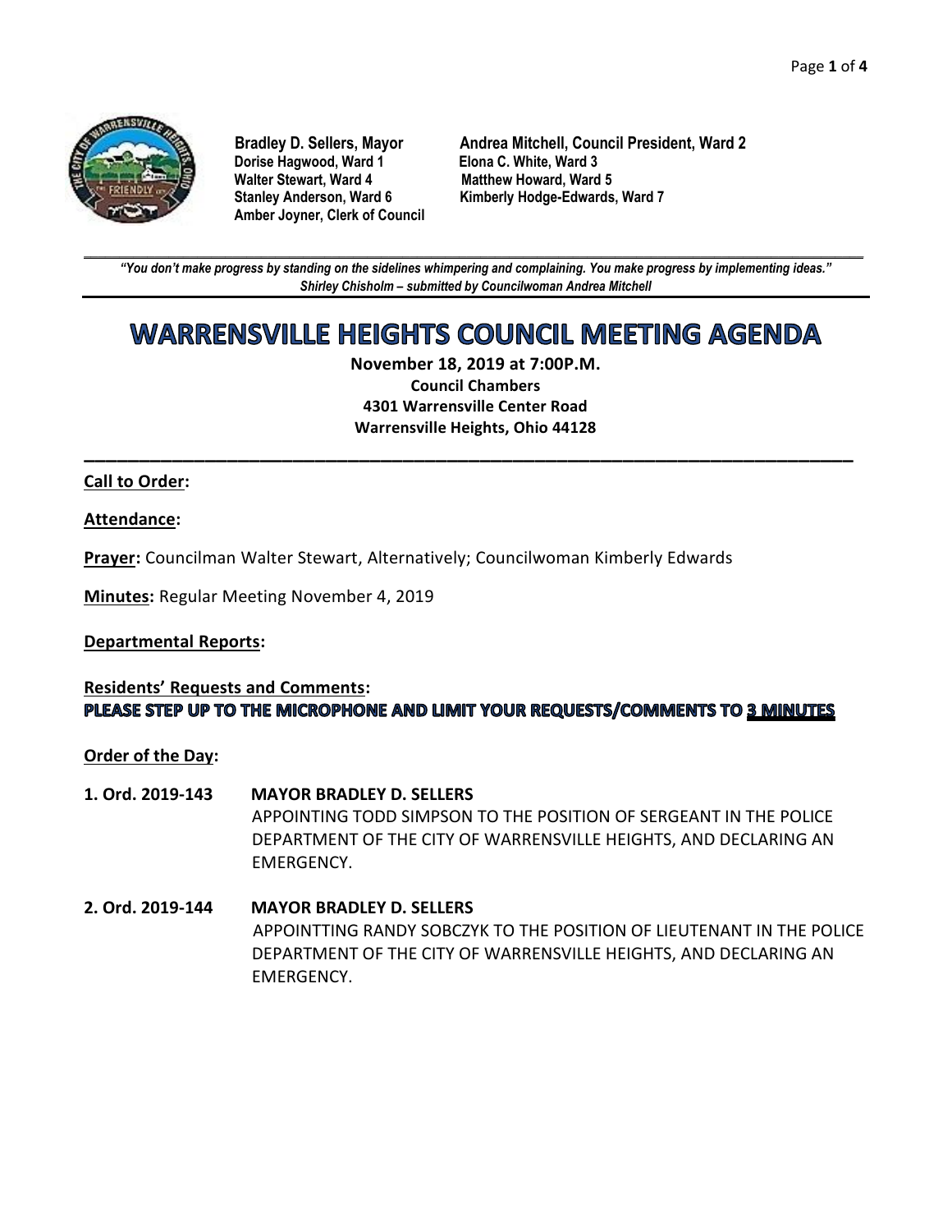**Bradley D. Sellers, Mayor**
**Andrea Mitchell, Council President, Ward 2**
**Dorise Hagwood, Ward 1**
**Elona C. White, Ward 3**
**Walter Stewart, Ward 4**
**Matthew Howard, Ward 5**
**Stanley Anderson, Ward 6**
**Kimberly Hodge-Edwards, Ward 7**
**Amber Joyner, Clerk of Council**

---

***"You don't make progress by standing on the sidelines whimpering and complaining. You make progress by implementing ideas."***
***Shirley Chisholm – submitted by Councilwoman Andrea Mitchell***

---

# WARRENSVILLE HEIGHTS COUNCIL MEETING AGENDA

**November 18, 2019 at 7:00P.M.**
**Council Chambers**
**4301 Warrensville Center Road**
**Warrensville Heights, Ohio 44128**

---

**Call to Order:**

**Attendance:**

**Prayer:** Councilman Walter Stewart, Alternatively; Councilwoman Kimberly Edwards

**Minutes:** Regular Meeting November 4, 2019

**Departmental Reports:**

**Residents' Requests and Comments:**
**PLEASE STEP UP TO THE MICROPHONE AND LIMIT YOUR REQUESTS/COMMENTS TO 3 MINUTES**

**Order of the Day:**

**1. Ord. 2019-143** **MAYOR BRADLEY D. SELLERS**
APPOINTING TODD SIMPSON TO THE POSITION OF SERGEANT IN THE POLICE DEPARTMENT OF THE CITY OF WARRENSVILLE HEIGHTS, AND DECLARING AN EMERGENCY.

**2. Ord. 2019-144** **MAYOR BRADLEY D. SELLERS**
APPOINTTING RANDY SOBCZYK TO THE POSITION OF LIEUTENANT IN THE POLICE DEPARTMENT OF THE CITY OF WARRENSVILLE HEIGHTS, AND DECLARING AN EMERGENCY.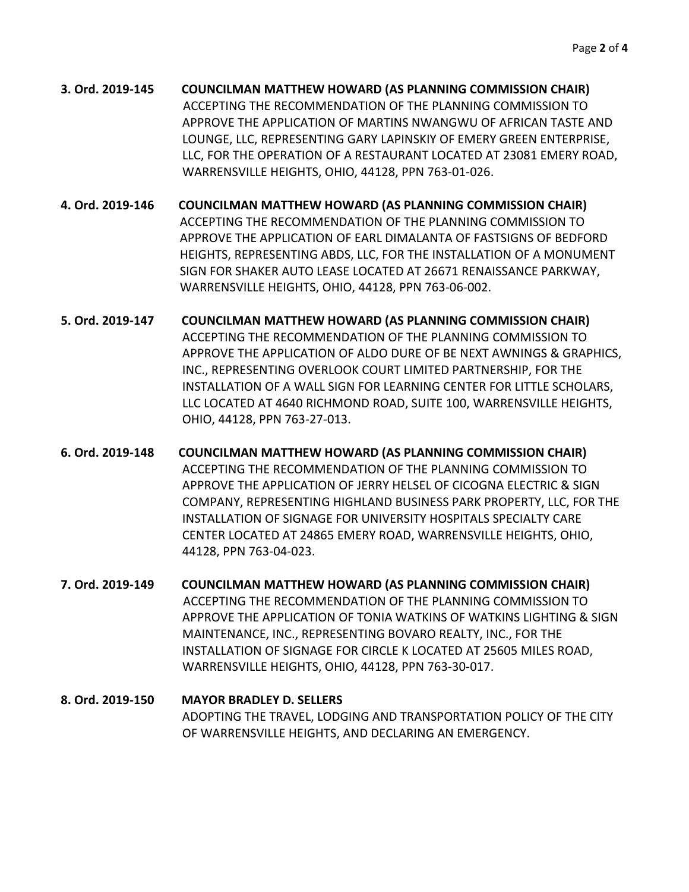**3. Ord. 2019-145 COUNCILMAN MATTHEW HOWARD (AS PLANNING COMMISSION CHAIR)**
ACCEPTING THE RECOMMENDATION OF THE PLANNING COMMISSION TO APPROVE THE APPLICATION OF MARTINS NWANGWU OF AFRICAN TASTE AND LOUNGE, LLC, REPRESENTING GARY LAPINSKIY OF EMERY GREEN ENTERPRISE, LLC, FOR THE OPERATION OF A RESTAURANT LOCATED AT 23081 EMERY ROAD, WARRENSVILLE HEIGHTS, OHIO, 44128, PPN 763-01-026.

**4. Ord. 2019-146 COUNCILMAN MATTHEW HOWARD (AS PLANNING COMMISSION CHAIR)**
ACCEPTING THE RECOMMENDATION OF THE PLANNING COMMISSION TO APPROVE THE APPLICATION OF EARL DIMALANTA OF FASTSIGNS OF BEDFORD HEIGHTS, REPRESENTING ABDS, LLC, FOR THE INSTALLATION OF A MONUMENT SIGN FOR SHAKER AUTO LEASE LOCATED AT 26671 RENAISSANCE PARKWAY, WARRENSVILLE HEIGHTS, OHIO, 44128, PPN 763-06-002.

**5. Ord. 2019-147 COUNCILMAN MATTHEW HOWARD (AS PLANNING COMMISSION CHAIR)**
ACCEPTING THE RECOMMENDATION OF THE PLANNING COMMISSION TO APPROVE THE APPLICATION OF ALDO DURE OF BE NEXT AWNINGS & GRAPHICS, INC., REPRESENTING OVERLOOK COURT LIMITED PARTNERSHIP, FOR THE INSTALLATION OF A WALL SIGN FOR LEARNING CENTER FOR LITTLE SCHOLARS, LLC LOCATED AT 4640 RICHMOND ROAD, SUITE 100, WARRENSVILLE HEIGHTS, OHIO, 44128, PPN 763-27-013.

**6. Ord. 2019-148 COUNCILMAN MATTHEW HOWARD (AS PLANNING COMMISSION CHAIR)**
ACCEPTING THE RECOMMENDATION OF THE PLANNING COMMISSION TO APPROVE THE APPLICATION OF JERRY HELSEL OF CICOGNA ELECTRIC & SIGN COMPANY, REPRESENTING HIGHLAND BUSINESS PARK PROPERTY, LLC, FOR THE INSTALLATION OF SIGNAGE FOR UNIVERSITY HOSPITALS SPECIALTY CARE CENTER LOCATED AT 24865 EMERY ROAD, WARRENSVILLE HEIGHTS, OHIO, 44128, PPN 763-04-023.

**7. Ord. 2019-149 COUNCILMAN MATTHEW HOWARD (AS PLANNING COMMISSION CHAIR)**
ACCEPTING THE RECOMMENDATION OF THE PLANNING COMMISSION TO APPROVE THE APPLICATION OF TONIA WATKINS OF WATKINS LIGHTING & SIGN MAINTENANCE, INC., REPRESENTING BOVARO REALTY, INC., FOR THE INSTALLATION OF SIGNAGE FOR CIRCLE K LOCATED AT 25605 MILES ROAD, WARRENSVILLE HEIGHTS, OHIO, 44128, PPN 763-30-017.

**8. Ord. 2019-150 MAYOR BRADLEY D. SELLERS**
ADOPTING THE TRAVEL, LODGING AND TRANSPORTATION POLICY OF THE CITY OF WARRENSVILLE HEIGHTS, AND DECLARING AN EMERGENCY.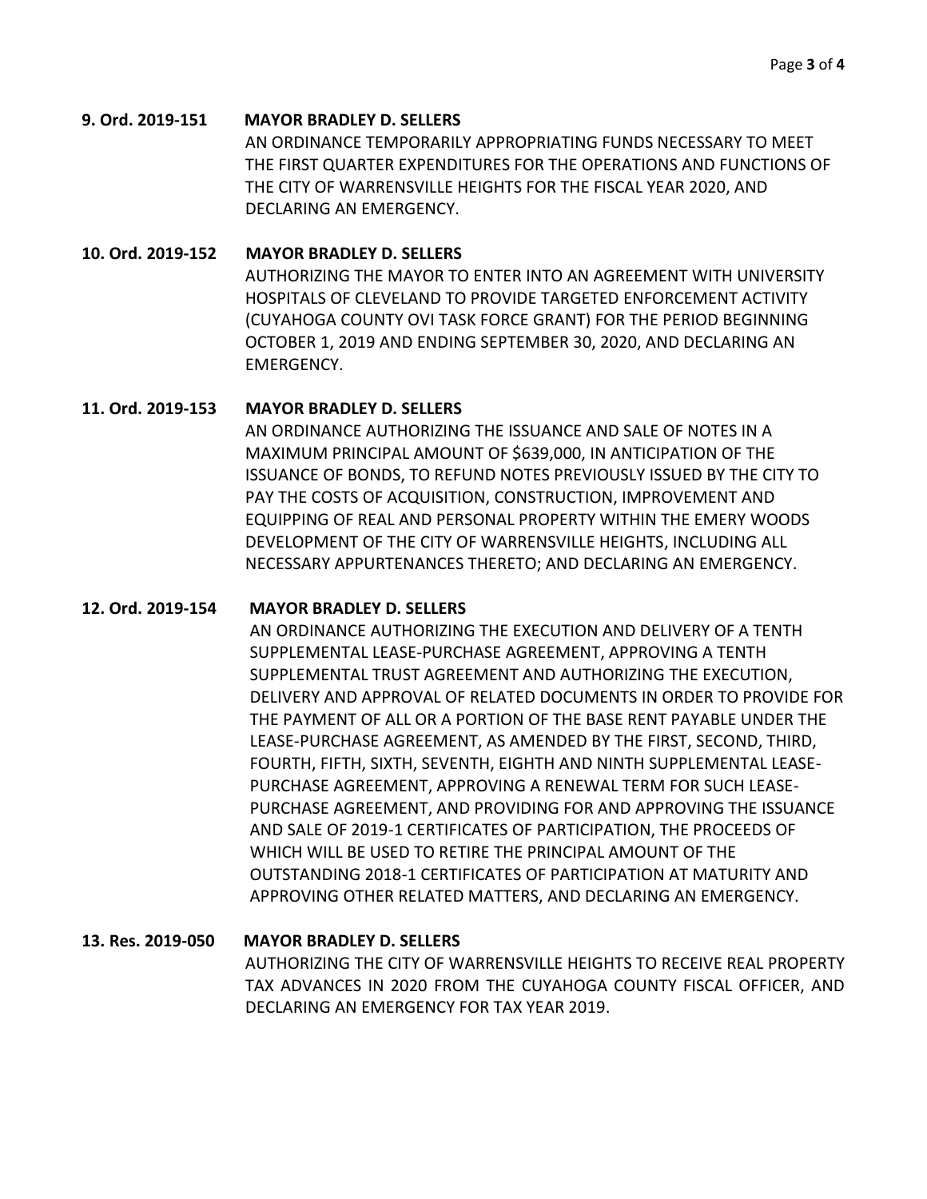**9. Ord. 2019-151 MAYOR BRADLEY D. SELLERS**

AN ORDINANCE TEMPORARILY APPROPRIATING FUNDS NECESSARY TO MEET THE FIRST QUARTER EXPENDITURES FOR THE OPERATIONS AND FUNCTIONS OF THE CITY OF WARRENSVILLE HEIGHTS FOR THE FISCAL YEAR 2020, AND DECLARING AN EMERGENCY.

**10. Ord. 2019-152 MAYOR BRADLEY D. SELLERS**

AUTHORIZING THE MAYOR TO ENTER INTO AN AGREEMENT WITH UNIVERSITY HOSPITALS OF CLEVELAND TO PROVIDE TARGETED ENFORCEMENT ACTIVITY (CUYAHOGA COUNTY OVI TASK FORCE GRANT) FOR THE PERIOD BEGINNING OCTOBER 1, 2019 AND ENDING SEPTEMBER 30, 2020, AND DECLARING AN EMERGENCY.

**11. Ord. 2019-153 MAYOR BRADLEY D. SELLERS**

AN ORDINANCE AUTHORIZING THE ISSUANCE AND SALE OF NOTES IN A MAXIMUM PRINCIPAL AMOUNT OF $639,000, IN ANTICIPATION OF THE ISSUANCE OF BONDS, TO REFUND NOTES PREVIOUSLY ISSUED BY THE CITY TO PAY THE COSTS OF ACQUISITION, CONSTRUCTION, IMPROVEMENT AND EQUIPPING OF REAL AND PERSONAL PROPERTY WITHIN THE EMERY WOODS DEVELOPMENT OF THE CITY OF WARRENSVILLE HEIGHTS, INCLUDING ALL NECESSARY APPURTENANCES THERETO; AND DECLARING AN EMERGENCY.

**12. Ord. 2019-154 MAYOR BRADLEY D. SELLERS**

AN ORDINANCE AUTHORIZING THE EXECUTION AND DELIVERY OF A TENTH SUPPLEMENTAL LEASE-PURCHASE AGREEMENT, APPROVING A TENTH SUPPLEMENTAL TRUST AGREEMENT AND AUTHORIZING THE EXECUTION, DELIVERY AND APPROVAL OF RELATED DOCUMENTS IN ORDER TO PROVIDE FOR THE PAYMENT OF ALL OR A PORTION OF THE BASE RENT PAYABLE UNDER THE LEASE-PURCHASE AGREEMENT, AS AMENDED BY THE FIRST, SECOND, THIRD, FOURTH, FIFTH, SIXTH, SEVENTH, EIGHTH AND NINTH SUPPLEMENTAL LEASE-PURCHASE AGREEMENT, APPROVING A RENEWAL TERM FOR SUCH LEASE-PURCHASE AGREEMENT, AND PROVIDING FOR AND APPROVING THE ISSUANCE AND SALE OF 2019-1 CERTIFICATES OF PARTICIPATION, THE PROCEEDS OF WHICH WILL BE USED TO RETIRE THE PRINCIPAL AMOUNT OF THE OUTSTANDING 2018-1 CERTIFICATES OF PARTICIPATION AT MATURITY AND APPROVING OTHER RELATED MATTERS, AND DECLARING AN EMERGENCY.

**13. Res. 2019-050 MAYOR BRADLEY D. SELLERS**

AUTHORIZING THE CITY OF WARRENSVILLE HEIGHTS TO RECEIVE REAL PROPERTY TAX ADVANCES IN 2020 FROM THE CUYAHOGA COUNTY FISCAL OFFICER, AND DECLARING AN EMERGENCY FOR TAX YEAR 2019.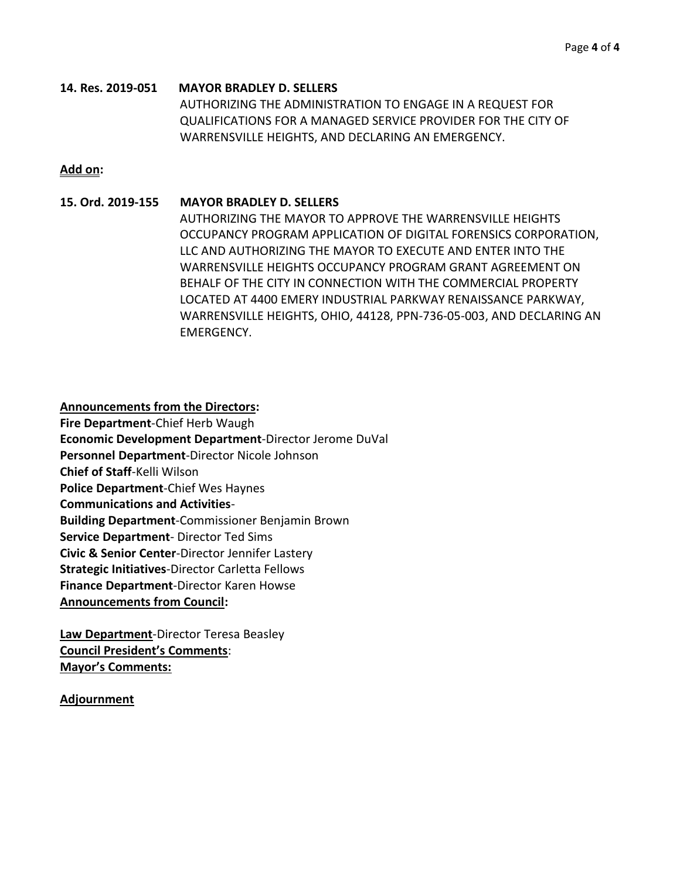**14. Res. 2019-051 MAYOR BRADLEY D. SELLERS**

AUTHORIZING THE ADMINISTRATION TO ENGAGE IN A REQUEST FOR QUALIFICATIONS FOR A MANAGED SERVICE PROVIDER FOR THE CITY OF WARRENSVILLE HEIGHTS, AND DECLARING AN EMERGENCY.

**Add on:**

**15. Ord. 2019-155 MAYOR BRADLEY D. SELLERS**

AUTHORIZING THE MAYOR TO APPROVE THE WARRENSVILLE HEIGHTS OCCUPANCY PROGRAM APPLICATION OF DIGITAL FORENSICS CORPORATION, LLC AND AUTHORIZING THE MAYOR TO EXECUTE AND ENTER INTO THE WARRENSVILLE HEIGHTS OCCUPANCY PROGRAM GRANT AGREEMENT ON BEHALF OF THE CITY IN CONNECTION WITH THE COMMERCIAL PROPERTY LOCATED AT 4400 EMERY INDUSTRIAL PARKWAY RENAISSANCE PARKWAY, WARRENSVILLE HEIGHTS, OHIO, 44128, PPN-736-05-003, AND DECLARING AN EMERGENCY.

**Announcements from the Directors:**

**Fire Department**-Chief Herb Waugh
**Economic Development Department**-Director Jerome DuVal
**Personnel Department**-Director Nicole Johnson
**Chief of Staff**-Kelli Wilson
**Police Department**-Chief Wes Haynes
**Communications and Activities**-
**Building Department**-Commissioner Benjamin Brown
**Service Department**- Director Ted Sims
**Civic & Senior Center**-Director Jennifer Lastery
**Strategic Initiatives**-Director Carletta Fellows
**Finance Department**-Director Karen Howse

**Announcements from Council:**

**Law Department**-Director Teresa Beasley
**Council President's Comments**:
**Mayor's Comments:**

**Adjournment**